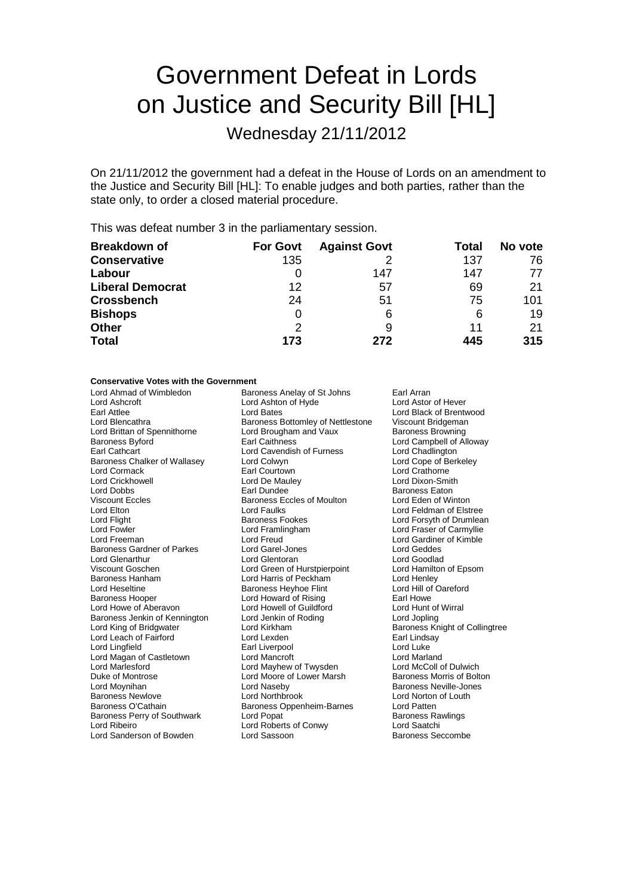# Government Defeat in Lords on Justice and Security Bill [HL]

## Wednesday 21/11/2012

On 21/11/2012 the government had a defeat in the House of Lords on an amendment to the Justice and Security Bill [HL]: To enable judges and both parties, rather than the state only, to order a closed material procedure.

This was defeat number 3 in the parliamentary session.

| Breakdown of | For Govt | Against Govt | Total | No vote |
|---|---|---|---|---|
| **Conservative** | 135 | 2 | 137 | 76 |
| **Labour** | 0 | 147 | 147 | 77 |
| **Liberal Democrat** | 12 | 57 | 69 | 21 |
| **Crossbench** | 24 | 51 | 75 | 101 |
| **Bishops** | 0 | 6 | 6 | 19 |
| **Other** | 2 | 9 | 11 | 21 |
| **Total** | 173 | 272 | 445 | 315 |

**Conservative Votes with the Government**

Lord Ahmad of Wimbledon
Baroness Anelay of St Johns
Earl Arran
Lord Ashcroft
Lord Ashton of Hyde
Lord Astor of Hever
Earl Attlee
Lord Bates
Lord Black of Brentwood
Lord Blencathra
Baroness Bottomley of Nettlestone
Viscount Bridgeman
Lord Brittan of Spennithorne
Lord Brougham and Vaux
Baroness Browning
Baroness Byford
Earl Caithness
Lord Campbell of Alloway
Earl Cathcart
Lord Cavendish of Furness
Lord Chadlington
Baroness Chalker of Wallasey
Lord Colwyn
Lord Cope of Berkeley
Lord Cormack
Earl Courtown
Lord Crathorne
Lord Crickhowell
Lord De Mauley
Lord Dixon-Smith
Lord Dobbs
Earl Dundee
Baroness Eaton
Viscount Eccles
Baroness Eccles of Moulton
Lord Eden of Winton
Lord Elton
Lord Faulks
Lord Feldman of Elstree
Lord Flight
Baroness Fookes
Lord Forsyth of Drumlean
Lord Fowler
Lord Framlingham
Lord Fraser of Carmyllie
Lord Freeman
Lord Freud
Lord Gardiner of Kimble
Baroness Gardner of Parkes
Lord Garel-Jones
Lord Geddes
Lord Glenarthur
Lord Glentoran
Lord Goodlad
Viscount Goschen
Lord Green of Hurstpierpoint
Lord Hamilton of Epsom
Baroness Hanham
Lord Harris of Peckham
Lord Henley
Lord Heseltine
Baroness Heyhoe Flint
Lord Hill of Oareford
Baroness Hooper
Lord Howard of Rising
Earl Howe
Lord Howe of Aberavon
Lord Howell of Guildford
Lord Hunt of Wirral
Baroness Jenkin of Kennington
Lord Jenkin of Roding
Lord Jopling
Lord King of Bridgwater
Lord Kirkham
Baroness Knight of Collingtree
Lord Leach of Fairford
Lord Lexden
Earl Lindsay
Lord Lingfield
Earl Liverpool
Lord Luke
Lord Magan of Castletown
Lord Mancroft
Lord Marland
Lord Marlesford
Lord Mayhew of Twysden
Lord McColl of Dulwich
Duke of Montrose
Lord Moore of Lower Marsh
Baroness Morris of Bolton
Lord Moynihan
Lord Naseby
Baroness Neville-Jones
Baroness Newlove
Lord Northbrook
Lord Norton of Louth
Baroness O'Cathain
Baroness Oppenheim-Barnes
Lord Patten
Baroness Perry of Southwark
Lord Popat
Baroness Rawlings
Lord Ribeiro
Lord Roberts of Conwy
Lord Saatchi
Lord Sanderson of Bowden
Lord Sassoon
Baroness Seccombe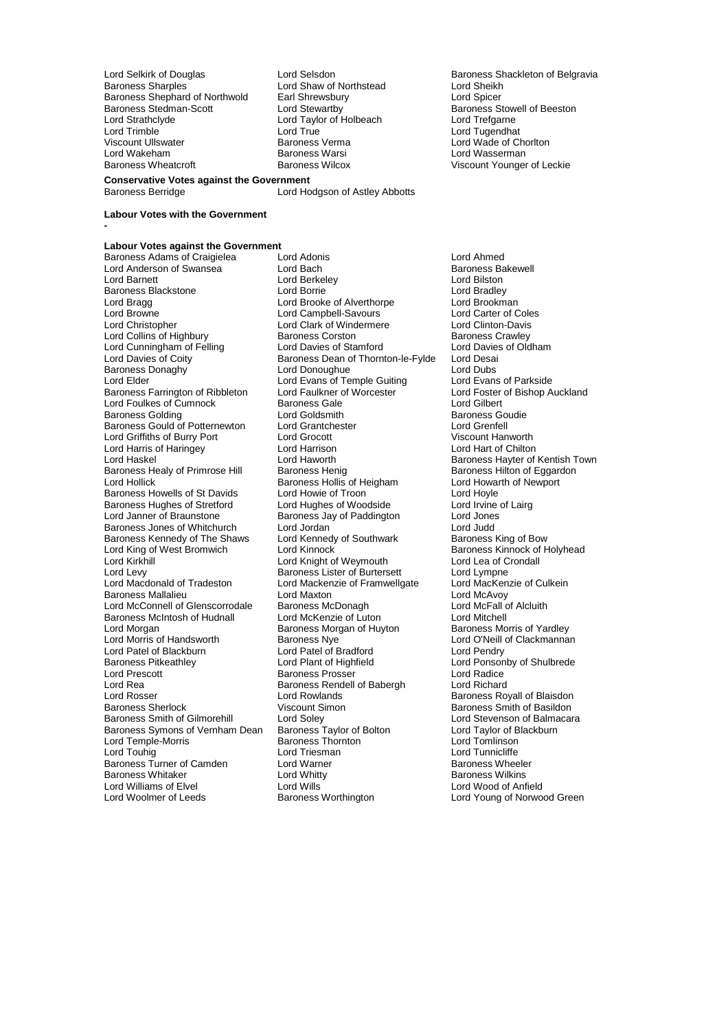Lord Selkirk of Douglas
Lord Selsdon
Baroness Shackleton of Belgravia
Baroness Sharples
Lord Shaw of Northstead
Lord Sheikh
Baroness Shephard of Northwold
Earl Shrewsbury
Lord Spicer
Baroness Stedman-Scott
Lord Stewartby
Baroness Stowell of Beeston
Lord Strathclyde
Lord Taylor of Holbeach
Lord Trefgarne
Lord Trimble
Lord True
Lord Tugendhat
Viscount Ullswater
Baroness Verma
Lord Wade of Chorlton
Lord Wakeham
Baroness Warsi
Lord Wasserman
Baroness Wheatcroft
Baroness Wilcox
Viscount Younger of Leckie

**Conservative Votes against the Government**

Baroness Berridge
Lord Hodgson of Astley Abbotts

**Labour Votes with the Government**

-

**Labour Votes against the Government**

Baroness Adams of Craigielea
Lord Adonis
Lord Ahmed
Lord Anderson of Swansea
Lord Bach
Baroness Bakewell
Lord Barnett
Lord Berkeley
Lord Bilston
Baroness Blackstone
Lord Borrie
Lord Bradley
Lord Bragg
Lord Brooke of Alverthorpe
Lord Brookman
Lord Browne
Lord Campbell-Savours
Lord Carter of Coles
Lord Christopher
Lord Clark of Windermere
Lord Clinton-Davis
Lord Collins of Highbury
Baroness Corston
Baroness Crawley
Lord Cunningham of Felling
Lord Davies of Stamford
Lord Davies of Oldham
Lord Davies of Coity
Baroness Dean of Thornton-le-Fylde
Lord Desai
Baroness Donaghy
Lord Donoughue
Lord Dubs
Lord Elder
Lord Evans of Temple Guiting
Lord Evans of Parkside
Baroness Farrington of Ribbleton
Lord Faulkner of Worcester
Lord Foster of Bishop Auckland
Lord Foulkes of Cumnock
Baroness Gale
Lord Gilbert
Baroness Golding
Lord Goldsmith
Baroness Goudie
Baroness Gould of Potternewton
Lord Grantchester
Lord Grenfell
Lord Griffiths of Burry Port
Lord Grocott
Viscount Hanworth
Lord Harris of Haringey
Lord Harrison
Lord Hart of Chilton
Lord Haskel
Lord Haworth
Baroness Hayter of Kentish Town
Baroness Healy of Primrose Hill
Baroness Henig
Baroness Hilton of Eggardon
Lord Hollick
Baroness Hollis of Heigham
Lord Howarth of Newport
Baroness Howells of St Davids
Lord Howie of Troon
Lord Hoyle
Baroness Hughes of Stretford
Lord Hughes of Woodside
Lord Irvine of Lairg
Lord Janner of Braunstone
Baroness Jay of Paddington
Lord Jones
Baroness Jones of Whitchurch
Lord Jordan
Lord Judd
Baroness Kennedy of The Shaws
Lord Kennedy of Southwark
Baroness King of Bow
Lord King of West Bromwich
Lord Kinnock
Baroness Kinnock of Holyhead
Lord Kirkhill
Lord Knight of Weymouth
Lord Lea of Crondall
Lord Levy
Baroness Lister of Burtersett
Lord Lympne
Lord Macdonald of Tradeston
Lord Mackenzie of Framwellgate
Lord MacKenzie of Culkein
Baroness Mallalieu
Lord Maxton
Lord McAvoy
Lord McConnell of Glenscorrodale
Baroness McDonagh
Lord McFall of Alcluith
Baroness McIntosh of Hudnall
Lord McKenzie of Luton
Lord Mitchell
Lord Morgan
Baroness Morgan of Huyton
Baroness Morris of Yardley
Lord Morris of Handsworth
Baroness Nye
Lord O'Neill of Clackmannan
Lord Patel of Blackburn
Lord Patel of Bradford
Lord Pendry
Baroness Pitkeathley
Lord Plant of Highfield
Lord Ponsonby of Shulbrede
Lord Prescott
Baroness Prosser
Lord Radice
Lord Rea
Baroness Rendell of Babergh
Lord Richard
Lord Rosser
Lord Rowlands
Baroness Royall of Blaisdon
Baroness Sherlock
Viscount Simon
Baroness Smith of Basildon
Baroness Smith of Gilmorehill
Lord Soley
Lord Stevenson of Balmacara
Baroness Symons of Vernham Dean
Baroness Taylor of Bolton
Lord Taylor of Blackburn
Lord Temple-Morris
Baroness Thornton
Lord Tomlinson
Lord Touhig
Lord Triesman
Lord Tunnicliffe
Baroness Turner of Camden
Lord Warner
Baroness Wheeler
Baroness Whitaker
Lord Whitty
Baroness Wilkins
Lord Williams of Elvel
Lord Wills
Lord Wood of Anfield
Lord Woolmer of Leeds
Baroness Worthington
Lord Young of Norwood Green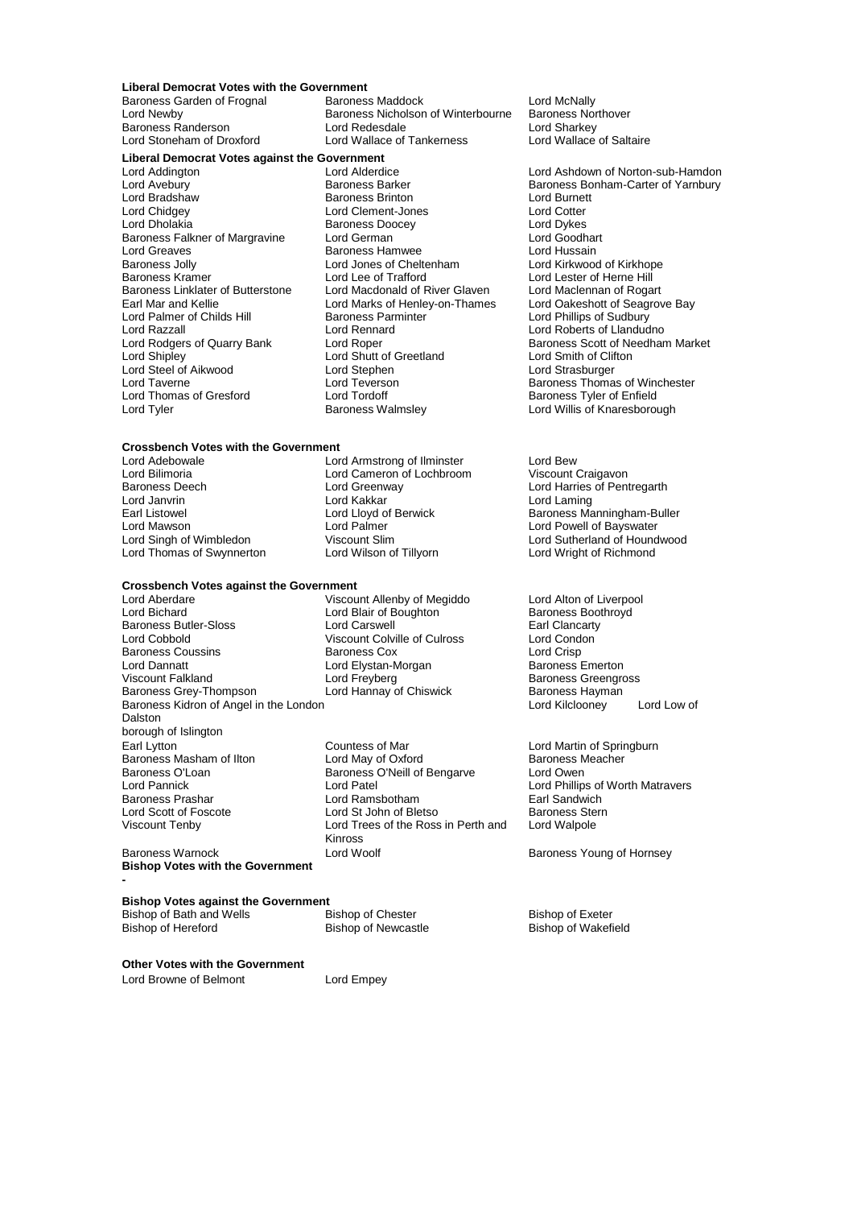**Liberal Democrat Votes with the Government**

Baroness Garden of Frognal
Baroness Maddock
Lord McNally
Lord Newby
Baroness Nicholson of Winterbourne
Baroness Northover
Baroness Randerson
Lord Redesdale
Lord Sharkey
Lord Stoneham of Droxford
Lord Wallace of Tankerness
Lord Wallace of Saltaire

**Liberal Democrat Votes against the Government**

Lord Addington
Lord Alderdice
Lord Ashdown of Norton-sub-Hamdon
Lord Avebury
Baroness Barker
Baroness Bonham-Carter of Yarnbury
Lord Bradshaw
Baroness Brinton
Lord Burnett
Lord Chidgey
Lord Clement-Jones
Lord Cotter
Lord Dholakia
Baroness Doocey
Lord Dykes
Baroness Falkner of Margravine
Lord German
Lord Goodhart
Lord Greaves
Baroness Hamwee
Lord Hussain
Baroness Jolly
Lord Jones of Cheltenham
Lord Kirkwood of Kirkhope
Baroness Kramer
Lord Lee of Trafford
Lord Lester of Herne Hill
Baroness Linklater of Butterstone
Lord Macdonald of River Glaven
Lord Maclennan of Rogart
Earl Mar and Kellie
Lord Marks of Henley-on-Thames
Lord Oakeshott of Seagrove Bay
Lord Palmer of Childs Hill
Baroness Parminter
Lord Phillips of Sudbury
Lord Razzall
Lord Rennard
Lord Roberts of Llandudno
Lord Rodgers of Quarry Bank
Lord Roper
Baroness Scott of Needham Market
Lord Shipley
Lord Shutt of Greetland
Lord Smith of Clifton
Lord Steel of Aikwood
Lord Stephen
Lord Strasburger
Lord Taverne
Lord Teverson
Baroness Thomas of Winchester
Lord Thomas of Gresford
Lord Tordoff
Baroness Tyler of Enfield
Lord Tyler
Baroness Walmsley
Lord Willis of Knaresborough

**Crossbench Votes with the Government**

Lord Adebowale
Lord Armstrong of Ilminster
Lord Bew
Lord Bilimoria
Lord Cameron of Lochbroom
Viscount Craigavon
Baroness Deech
Lord Greenway
Lord Harries of Pentregarth
Lord Janvrin
Lord Kakkar
Lord Laming
Earl Listowel
Lord Lloyd of Berwick
Baroness Manningham-Buller
Lord Mawson
Lord Palmer
Lord Powell of Bayswater
Lord Singh of Wimbledon
Viscount Slim
Lord Sutherland of Houndwood
Lord Thomas of Swynnerton
Lord Wilson of Tillyorn
Lord Wright of Richmond

**Crossbench Votes against the Government**

Lord Aberdare
Viscount Allenby of Megiddo
Lord Alton of Liverpool
Lord Bichard
Lord Blair of Boughton
Baroness Boothroyd
Baroness Butler-Sloss
Lord Carswell
Earl Clancarty
Lord Cobbold
Viscount Colville of Culross
Lord Condon
Baroness Coussins
Baroness Cox
Lord Crisp
Lord Dannatt
Lord Elystan-Morgan
Baroness Emerton
Viscount Falkland
Lord Freyberg
Baroness Greengross
Baroness Grey-Thompson
Lord Hannay of Chiswick
Baroness Hayman
Baroness Kidron of Angel in the London borough of Islington
Lord Kilclooney
Lord Low of Dalston
Earl Lytton
Countess of Mar
Lord Martin of Springburn
Baroness Masham of Ilton
Lord May of Oxford
Baroness Meacher
Baroness O'Loan
Baroness O'Neill of Bengarve
Lord Owen
Lord Pannick
Lord Patel
Lord Phillips of Worth Matravers
Baroness Prashar
Lord Ramsbotham
Earl Sandwich
Lord Scott of Foscote
Lord St John of Bletso
Baroness Stern
Viscount Tenby
Lord Trees of the Ross in Perth and Kinross
Lord Walpole
Baroness Warnock
Lord Woolf
Baroness Young of Hornsey

**Bishop Votes with the Government**

-

**Bishop Votes against the Government**

Bishop of Bath and Wells
Bishop of Chester
Bishop of Exeter
Bishop of Hereford
Bishop of Newcastle
Bishop of Wakefield

**Other Votes with the Government**

Lord Browne of Belmont
Lord Empey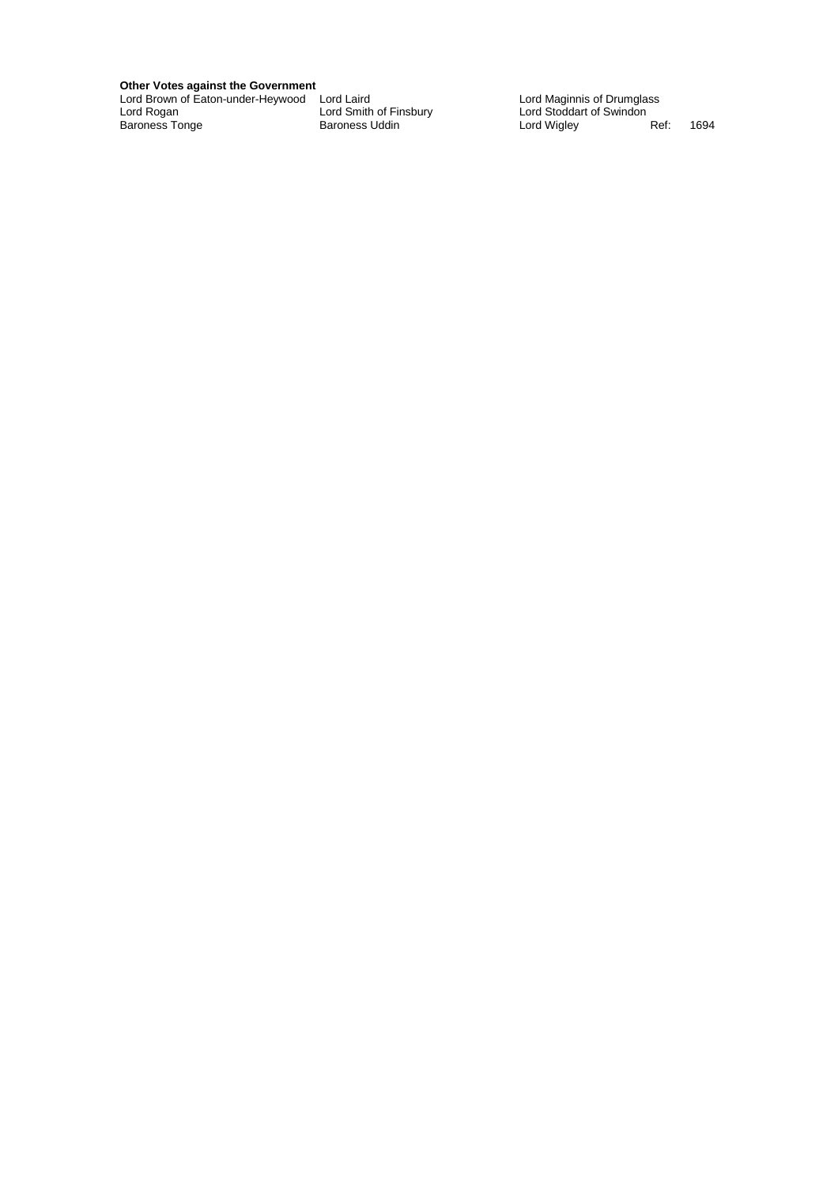**Other Votes against the Government**

| | | |
|---|---|---|
| Lord Brown of Eaton-under-Heywood | Lord Laird | Lord Maginnis of Drumglass |
| Lord Rogan | Lord Smith of Finsbury | Lord Stoddart of Swindon |
| Baroness Tonge | Baroness Uddin | Lord Wigley |

Ref: 1694